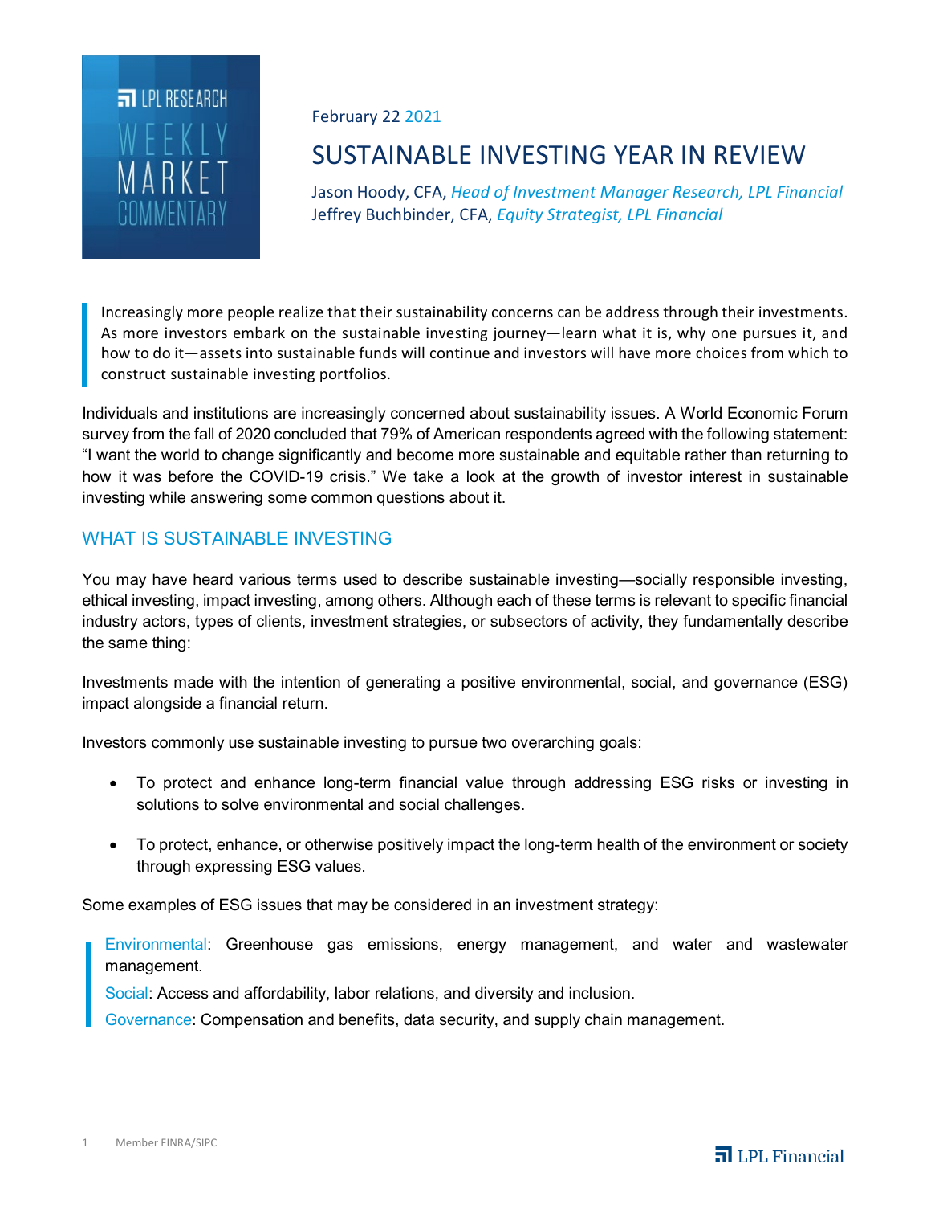LPL RESEARCH WEEKLY MARKET COMMENTARY

February 22 2021

# SUSTAINABLE INVESTING YEAR IN REVIEW

Jason Hoody, CFA, *Head of Investment Manager Research, LPL Financial*
Jeffrey Buchbinder, CFA, *Equity Strategist, LPL Financial*

> Increasingly more people realize that their sustainability concerns can be address through their investments. As more investors embark on the sustainable investing journey—learn what it is, why one pursues it, and how to do it—assets into sustainable funds will continue and investors will have more choices from which to construct sustainable investing portfolios.

Individuals and institutions are increasingly concerned about sustainability issues. A World Economic Forum survey from the fall of 2020 concluded that 79% of American respondents agreed with the following statement: "I want the world to change significantly and become more sustainable and equitable rather than returning to how it was before the COVID-19 crisis." We take a look at the growth of investor interest in sustainable investing while answering some common questions about it.

## WHAT IS SUSTAINABLE INVESTING

You may have heard various terms used to describe sustainable investing—socially responsible investing, ethical investing, impact investing, among others. Although each of these terms is relevant to specific financial industry actors, types of clients, investment strategies, or subsectors of activity, they fundamentally describe the same thing:

Investments made with the intention of generating a positive environmental, social, and governance (ESG) impact alongside a financial return.

Investors commonly use sustainable investing to pursue two overarching goals:

- To protect and enhance long-term financial value through addressing ESG risks or investing in solutions to solve environmental and social challenges.
- To protect, enhance, or otherwise positively impact the long-term health of the environment or society through expressing ESG values.

Some examples of ESG issues that may be considered in an investment strategy:

> Environmental: Greenhouse gas emissions, energy management, and water and wastewater management.
>
> Social: Access and affordability, labor relations, and diversity and inclusion.
>
> Governance: Compensation and benefits, data security, and supply chain management.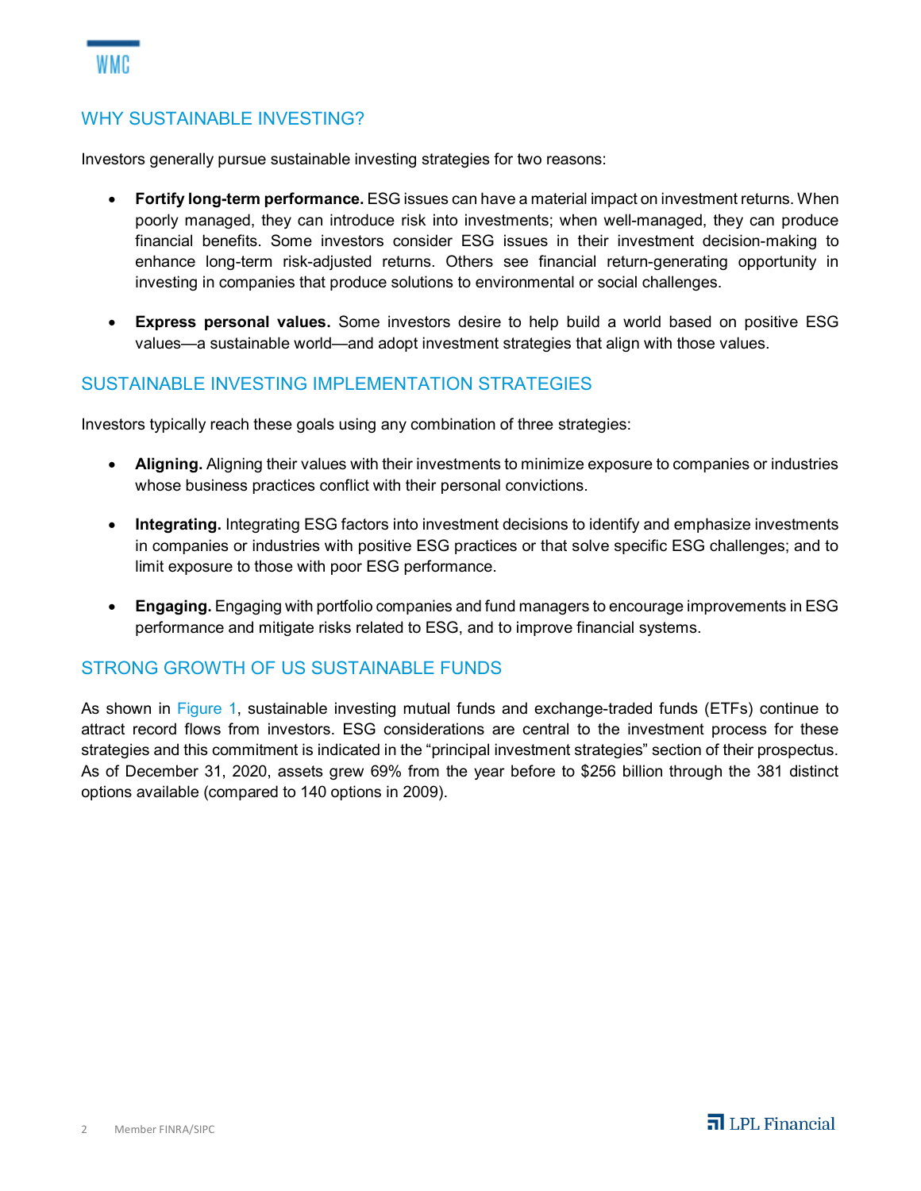## WHY SUSTAINABLE INVESTING?

Investors generally pursue sustainable investing strategies for two reasons:

- **Fortify long-term performance.** ESG issues can have a material impact on investment returns. When poorly managed, they can introduce risk into investments; when well-managed, they can produce financial benefits. Some investors consider ESG issues in their investment decision-making to enhance long-term risk-adjusted returns. Others see financial return-generating opportunity in investing in companies that produce solutions to environmental or social challenges.

- **Express personal values.** Some investors desire to help build a world based on positive ESG values—a sustainable world—and adopt investment strategies that align with those values.

## SUSTAINABLE INVESTING IMPLEMENTATION STRATEGIES

Investors typically reach these goals using any combination of three strategies:

- **Aligning.** Aligning their values with their investments to minimize exposure to companies or industries whose business practices conflict with their personal convictions.

- **Integrating.** Integrating ESG factors into investment decisions to identify and emphasize investments in companies or industries with positive ESG practices or that solve specific ESG challenges; and to limit exposure to those with poor ESG performance.

- **Engaging.** Engaging with portfolio companies and fund managers to encourage improvements in ESG performance and mitigate risks related to ESG, and to improve financial systems.

## STRONG GROWTH OF US SUSTAINABLE FUNDS

As shown in Figure 1, sustainable investing mutual funds and exchange-traded funds (ETFs) continue to attract record flows from investors. ESG considerations are central to the investment process for these strategies and this commitment is indicated in the "principal investment strategies" section of their prospectus. As of December 31, 2020, assets grew 69% from the year before to $256 billion through the 381 distinct options available (compared to 140 options in 2009).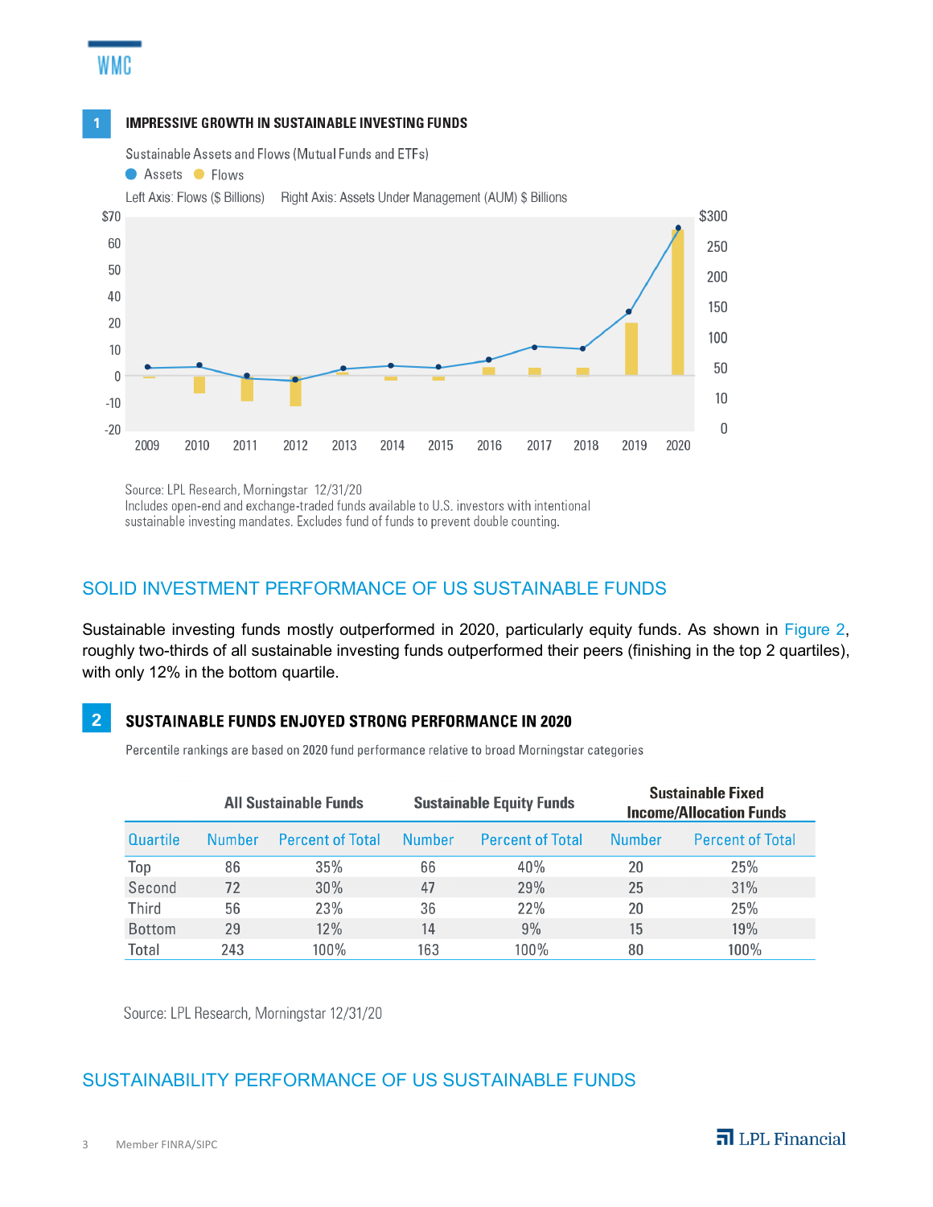## 1 IMPRESSIVE GROWTH IN SUSTAINABLE INVESTING FUNDS

Sustainable Assets and Flows (Mutual Funds and ETFs)

Assets  Flows

Left Axis: Flows ($ Billions)  Right Axis: Assets Under Management (AUM) $ Billions

Source: LPL Research, Morningstar 12/31/20
Includes open-end and exchange-traded funds available to U.S. investors with intentional sustainable investing mandates. Excludes fund of funds to prevent double counting.

## SOLID INVESTMENT PERFORMANCE OF US SUSTAINABLE FUNDS

Sustainable investing funds mostly outperformed in 2020, particularly equity funds. As shown in Figure 2, roughly two-thirds of all sustainable investing funds outperformed their peers (finishing in the top 2 quartiles), with only 12% in the bottom quartile.

## 2 SUSTAINABLE FUNDS ENJOYED STRONG PERFORMANCE IN 2020

Percentile rankings are based on 2020 fund performance relative to broad Morningstar categories

| | All Sustainable Funds | | Sustainable Equity Funds | | Sustainable Fixed Income/Allocation Funds | |
|---|---|---|---|---|---|---|
| Quartile | Number | Percent of Total | Number | Percent of Total | Number | Percent of Total |
| Top | 86 | 35% | 66 | 40% | 20 | 25% |
| Second | 72 | 30% | 47 | 29% | 25 | 31% |
| Third | 56 | 23% | 36 | 22% | 20 | 25% |
| Bottom | 29 | 12% | 14 | 9% | 15 | 19% |
| Total | 243 | 100% | 163 | 100% | 80 | 100% |

Source: LPL Research, Morningstar 12/31/20

## SUSTAINABILITY PERFORMANCE OF US SUSTAINABLE FUNDS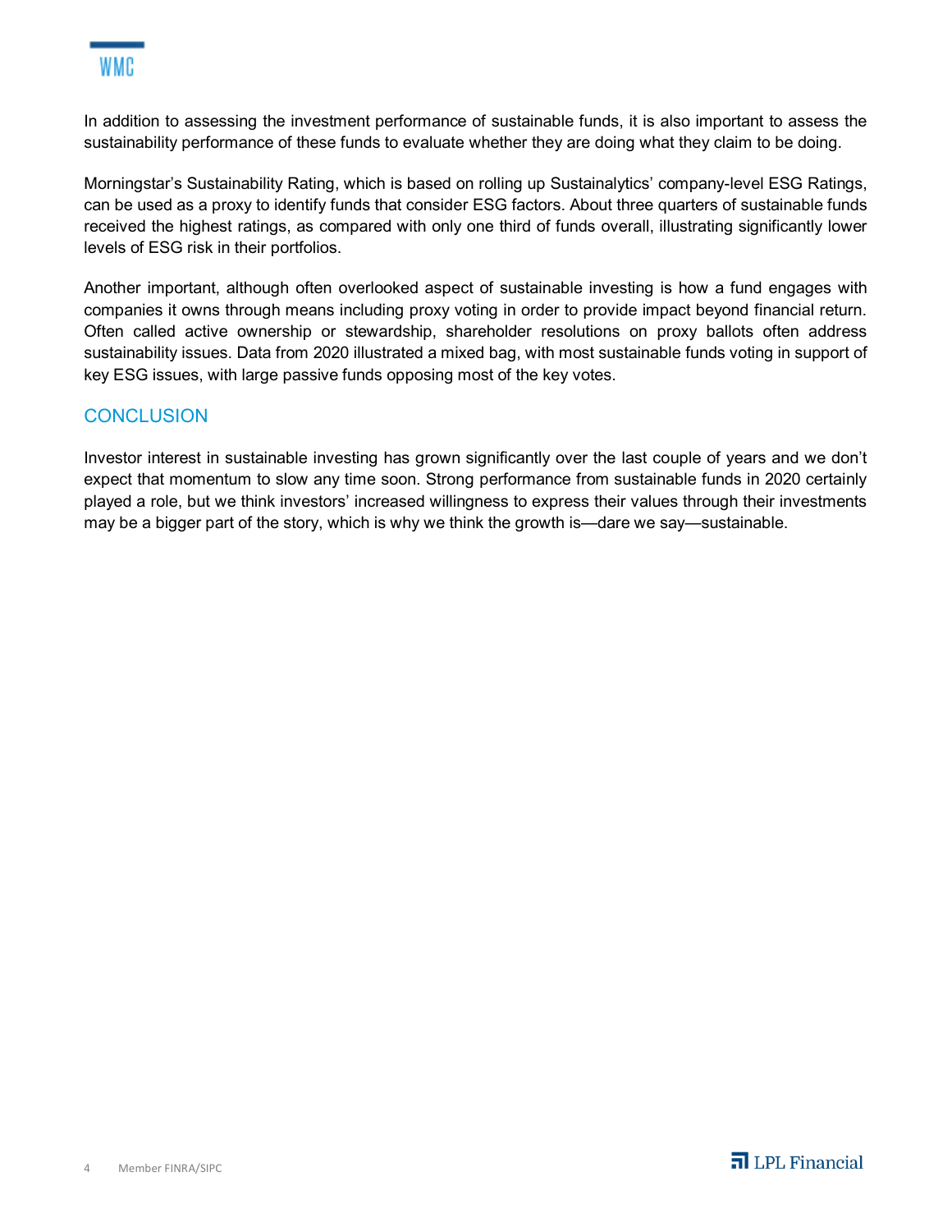In addition to assessing the investment performance of sustainable funds, it is also important to assess the sustainability performance of these funds to evaluate whether they are doing what they claim to be doing.

Morningstar's Sustainability Rating, which is based on rolling up Sustainalytics' company-level ESG Ratings, can be used as a proxy to identify funds that consider ESG factors. About three quarters of sustainable funds received the highest ratings, as compared with only one third of funds overall, illustrating significantly lower levels of ESG risk in their portfolios.

Another important, although often overlooked aspect of sustainable investing is how a fund engages with companies it owns through means including proxy voting in order to provide impact beyond financial return. Often called active ownership or stewardship, shareholder resolutions on proxy ballots often address sustainability issues. Data from 2020 illustrated a mixed bag, with most sustainable funds voting in support of key ESG issues, with large passive funds opposing most of the key votes.

## CONCLUSION

Investor interest in sustainable investing has grown significantly over the last couple of years and we don't expect that momentum to slow any time soon. Strong performance from sustainable funds in 2020 certainly played a role, but we think investors' increased willingness to express their values through their investments may be a bigger part of the story, which is why we think the growth is—dare we say—sustainable.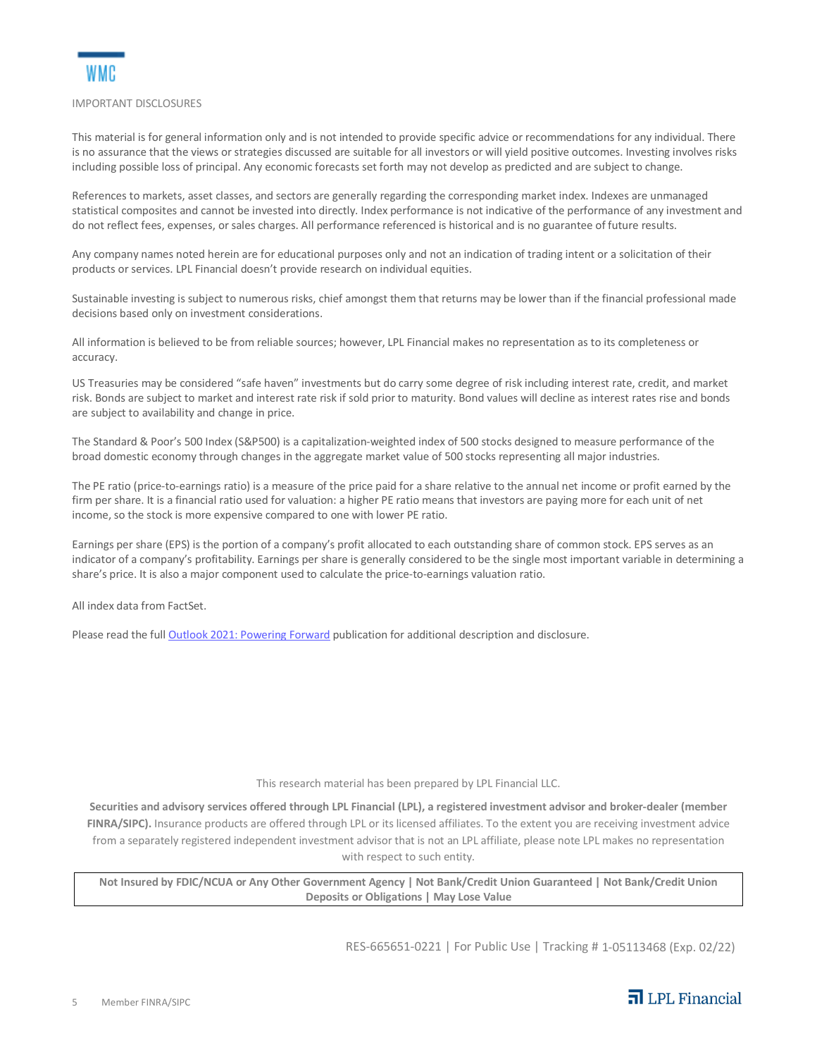IMPORTANT DISCLOSURES

This material is for general information only and is not intended to provide specific advice or recommendations for any individual. There is no assurance that the views or strategies discussed are suitable for all investors or will yield positive outcomes. Investing involves risks including possible loss of principal. Any economic forecasts set forth may not develop as predicted and are subject to change.

References to markets, asset classes, and sectors are generally regarding the corresponding market index. Indexes are unmanaged statistical composites and cannot be invested into directly. Index performance is not indicative of the performance of any investment and do not reflect fees, expenses, or sales charges. All performance referenced is historical and is no guarantee of future results.

Any company names noted herein are for educational purposes only and not an indication of trading intent or a solicitation of their products or services. LPL Financial doesn't provide research on individual equities.

Sustainable investing is subject to numerous risks, chief amongst them that returns may be lower than if the financial professional made decisions based only on investment considerations.

All information is believed to be from reliable sources; however, LPL Financial makes no representation as to its completeness or accuracy.

US Treasuries may be considered "safe haven" investments but do carry some degree of risk including interest rate, credit, and market risk. Bonds are subject to market and interest rate risk if sold prior to maturity. Bond values will decline as interest rates rise and bonds are subject to availability and change in price.

The Standard & Poor's 500 Index (S&P500) is a capitalization-weighted index of 500 stocks designed to measure performance of the broad domestic economy through changes in the aggregate market value of 500 stocks representing all major industries.

The PE ratio (price-to-earnings ratio) is a measure of the price paid for a share relative to the annual net income or profit earned by the firm per share. It is a financial ratio used for valuation: a higher PE ratio means that investors are paying more for each unit of net income, so the stock is more expensive compared to one with lower PE ratio.

Earnings per share (EPS) is the portion of a company's profit allocated to each outstanding share of common stock. EPS serves as an indicator of a company's profitability. Earnings per share is generally considered to be the single most important variable in determining a share's price. It is also a major component used to calculate the price-to-earnings valuation ratio.

All index data from FactSet.

Please read the full Outlook 2021: Powering Forward publication for additional description and disclosure.

This research material has been prepared by LPL Financial LLC.

**Securities and advisory services offered through LPL Financial (LPL), a registered investment advisor and broker-dealer (member FINRA/SIPC).** Insurance products are offered through LPL or its licensed affiliates. To the extent you are receiving investment advice from a separately registered independent investment advisor that is not an LPL affiliate, please note LPL makes no representation with respect to such entity.

**Not Insured by FDIC/NCUA or Any Other Government Agency | Not Bank/Credit Union Guaranteed | Not Bank/Credit Union Deposits or Obligations | May Lose Value**

RES-665651-0221 | For Public Use | Tracking # 1-05113468 (Exp. 02/22)